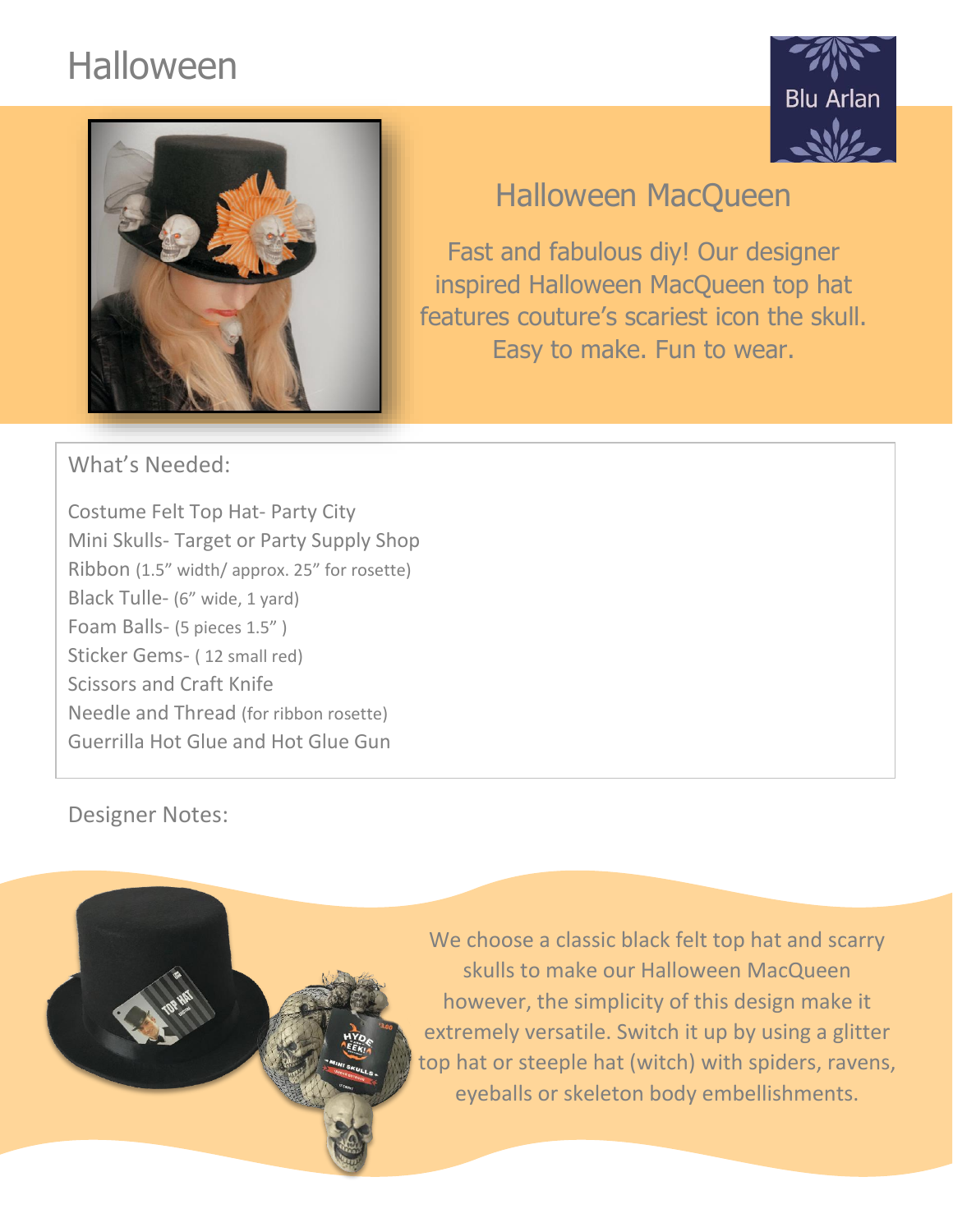# Halloween

Blu Arlan

## Halloween MacQueen

Fast and fabulous diy! Our designer inspired Halloween MacQueen top hat features couture's scariest icon the skull. Easy to make. Fun to wear.

### What's Needed:

Costume Felt Top Hat- Party City
Mini Skulls- Target or Party Supply Shop
Ribbon (1.5" width/ approx. 25" for rosette)
Black Tulle- (6" wide, 1 yard)
Foam Balls- (5 pieces 1.5" )
Sticker Gems- ( 12 small red)
Scissors and Craft Knife
Needle and Thread (for ribbon rosette)
Guerrilla Hot Glue and Hot Glue Gun

### Designer Notes:

We choose a classic black felt top hat and scarry skulls to make our Halloween MacQueen however, the simplicity of this design make it extremely versatile. Switch it up by using a glitter top hat or steeple hat (witch) with spiders, ravens, eyeballs or skeleton body embellishments.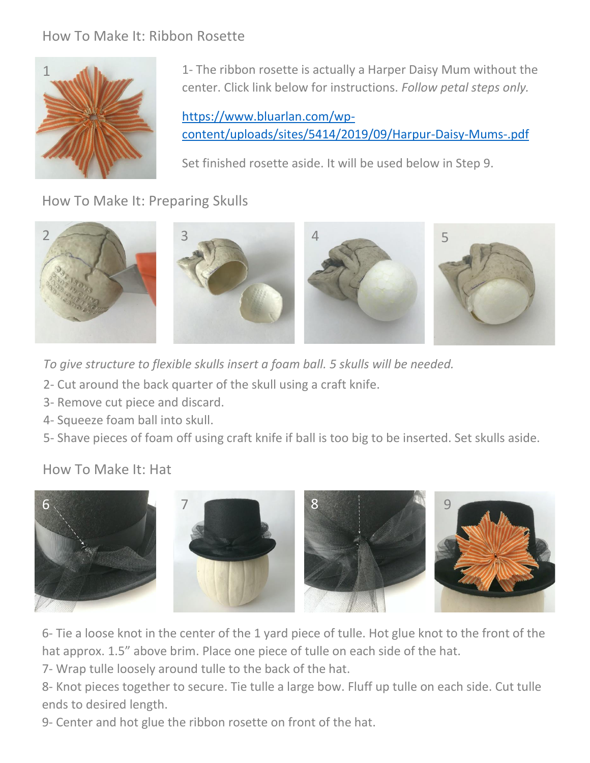## How To Make It: Ribbon Rosette

1- The ribbon rosette is actually a Harper Daisy Mum without the center. Click link below for instructions. *Follow petal steps only.*

[https://www.bluarlan.com/wp-content/uploads/sites/5414/2019/09/Harpur-Daisy-Mums-.pdf](https://www.bluarlan.com/wp-content/uploads/sites/5414/2019/09/Harpur-Daisy-Mums-.pdf)

Set finished rosette aside. It will be used below in Step 9.

## How To Make It: Preparing Skulls

*To give structure to flexible skulls insert a foam ball. 5 skulls will be needed.*

2- Cut around the back quarter of the skull using a craft knife.

3- Remove cut piece and discard.

4- Squeeze foam ball into skull.

5- Shave pieces of foam off using craft knife if ball is too big to be inserted. Set skulls aside.

## How To Make It: Hat

6- Tie a loose knot in the center of the 1 yard piece of tulle. Hot glue knot to the front of the hat approx. 1.5" above brim. Place one piece of tulle on each side of the hat.

7- Wrap tulle loosely around tulle to the back of the hat.

8- Knot pieces together to secure. Tie tulle a large bow. Fluff up tulle on each side. Cut tulle ends to desired length.

9- Center and hot glue the ribbon rosette on front of the hat.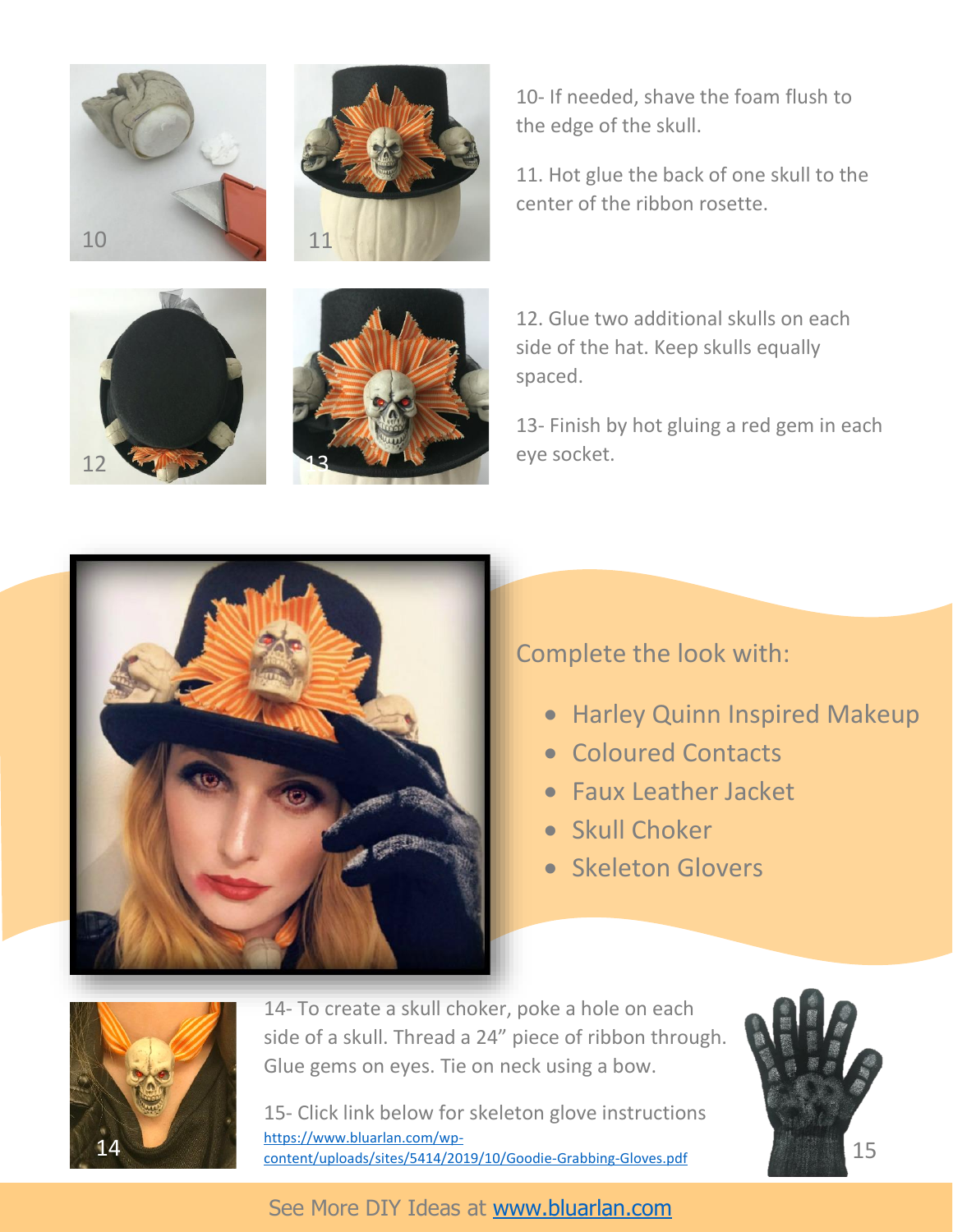10- If needed, shave the foam flush to the edge of the skull.

11. Hot glue the back of one skull to the center of the ribbon rosette.

12. Glue two additional skulls on each side of the hat. Keep skulls equally spaced.

13- Finish by hot gluing a red gem in each eye socket.

## Complete the look with:

- Harley Quinn Inspired Makeup
- Coloured Contacts
- Faux Leather Jacket
- Skull Choker
- Skeleton Glovers

14- To create a skull choker, poke a hole on each side of a skull. Thread a 24” piece of ribbon through. Glue gems on eyes. Tie on neck using a bow.

15- Click link below for skeleton glove instructions
https://www.bluarlan.com/wp-content/uploads/sites/5414/2019/10/Goodie-Grabbing-Gloves.pdf

See More DIY Ideas at www.bluarlan.com